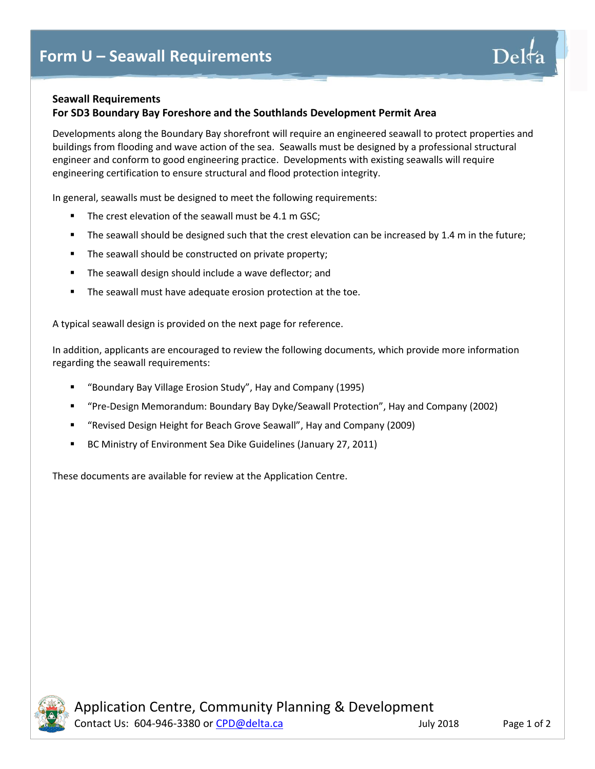# Form U – Seawall Requirements

**Seawall Requirements**
**For SD3 Boundary Bay Foreshore and the Southlands Development Permit Area**

Developments along the Boundary Bay shorefront will require an engineered seawall to protect properties and buildings from flooding and wave action of the sea. Seawalls must be designed by a professional structural engineer and conform to good engineering practice. Developments with existing seawalls will require engineering certification to ensure structural and flood protection integrity.

In general, seawalls must be designed to meet the following requirements:

- The crest elevation of the seawall must be 4.1 m GSC;
- The seawall should be designed such that the crest elevation can be increased by 1.4 m in the future;
- The seawall should be constructed on private property;
- The seawall design should include a wave deflector; and
- The seawall must have adequate erosion protection at the toe.

A typical seawall design is provided on the next page for reference.

In addition, applicants are encouraged to review the following documents, which provide more information regarding the seawall requirements:

- "Boundary Bay Village Erosion Study", Hay and Company (1995)
- "Pre-Design Memorandum: Boundary Bay Dyke/Seawall Protection", Hay and Company (2002)
- "Revised Design Height for Beach Grove Seawall", Hay and Company (2009)
- BC Ministry of Environment Sea Dike Guidelines (January 27, 2011)

These documents are available for review at the Application Centre.

Application Centre, Community Planning & Development
Contact Us: 604-946-3380 or CPD@delta.ca July 2018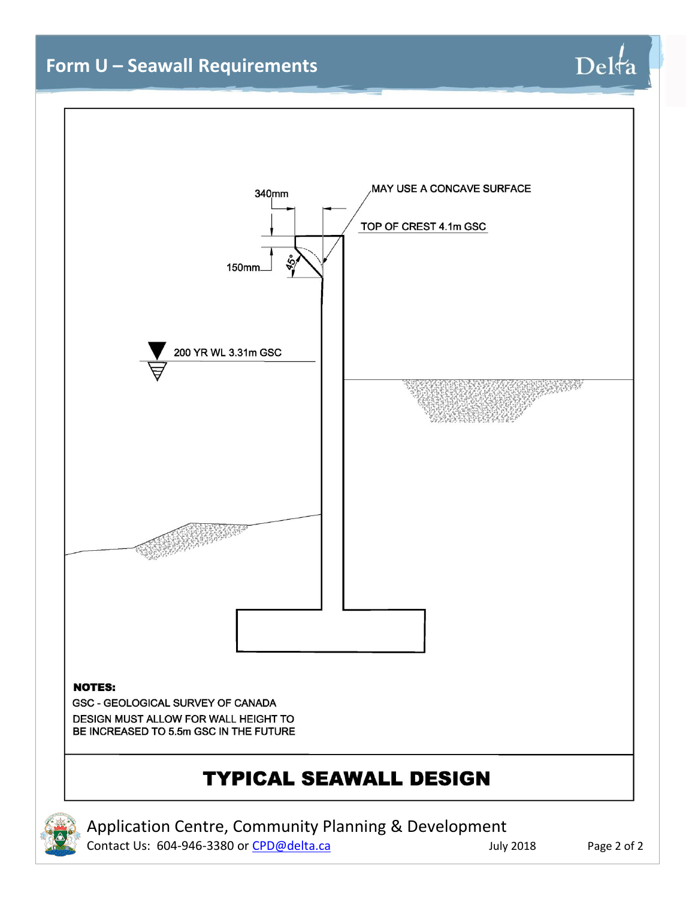## Form U – Seawall Requirements

340mm

MAY USE A CONCAVE SURFACE

TOP OF CREST 4.1m GSC

150mm

45°

200 YR WL 3.31m GSC

**NOTES:**

GSC - GEOLOGICAL SURVEY OF CANADA

DESIGN MUST ALLOW FOR WALL HEIGHT TO BE INCREASED TO 5.5m GSC IN THE FUTURE

# TYPICAL SEAWALL DESIGN

Application Centre, Community Planning & Development

Contact Us: 604-946-3380 or CPD@delta.ca

July 2018